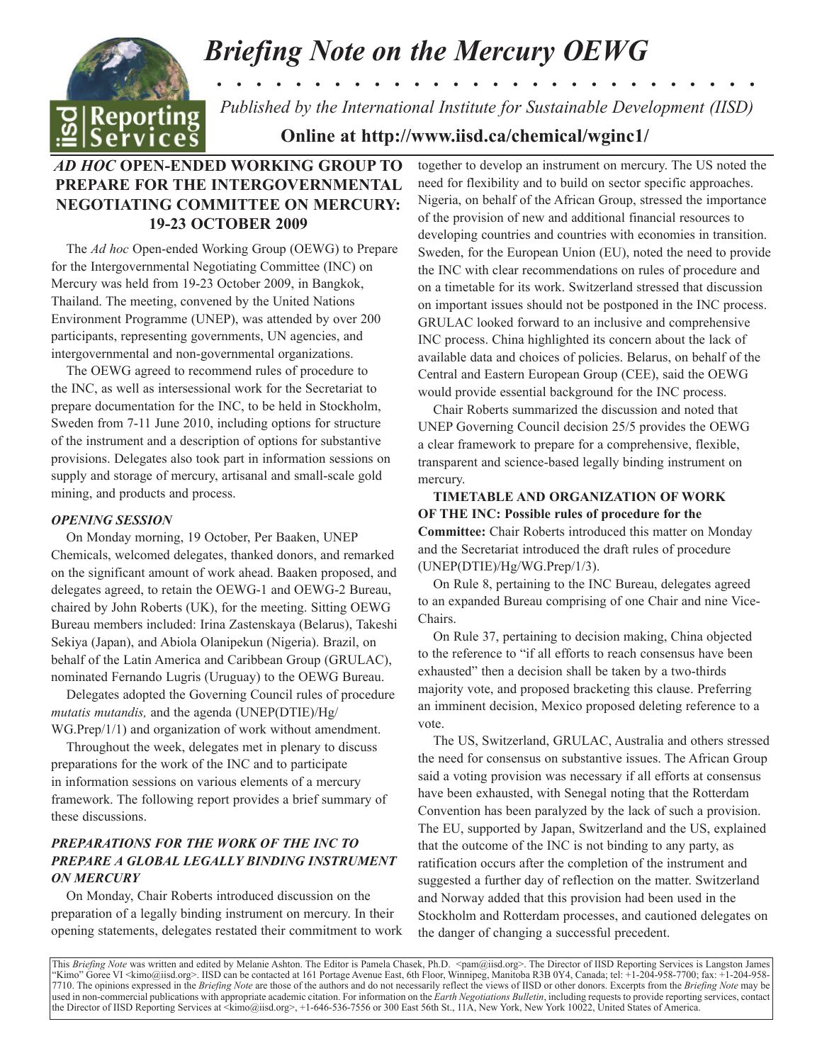# *Briefing Note on the Mercury OEWG*

*Published by the International Institute for Sustainable Development (IISD)*

**Online at http://www.iisd.ca/chemical/wginc1/**

## *AD HOC* OPEN-ENDED WORKING GROUP TO PREPARE FOR THE INTERGOVERNMENTAL NEGOTIATING COMMITTEE ON MERCURY: 19-23 OCTOBER 2009

The *Ad hoc* Open-ended Working Group (OEWG) to Prepare for the Intergovernmental Negotiating Committee (INC) on Mercury was held from 19-23 October 2009, in Bangkok, Thailand. The meeting, convened by the United Nations Environment Programme (UNEP), was attended by over 200 participants, representing governments, UN agencies, and intergovernmental and non-governmental organizations.

The OEWG agreed to recommend rules of procedure to the INC, as well as intersessional work for the Secretariat to prepare documentation for the INC, to be held in Stockholm, Sweden from 7-11 June 2010, including options for structure of the instrument and a description of options for substantive provisions. Delegates also took part in information sessions on supply and storage of mercury, artisanal and small-scale gold mining, and products and process.

### *OPENING SESSION*

On Monday morning, 19 October, Per Baaken, UNEP Chemicals, welcomed delegates, thanked donors, and remarked on the significant amount of work ahead. Baaken proposed, and delegates agreed, to retain the OEWG-1 and OEWG-2 Bureau, chaired by John Roberts (UK), for the meeting. Sitting OEWG Bureau members included: Irina Zastenskaya (Belarus), Takeshi Sekiya (Japan), and Abiola Olanipekun (Nigeria). Brazil, on behalf of the Latin America and Caribbean Group (GRULAC), nominated Fernando Lugris (Uruguay) to the OEWG Bureau.

Delegates adopted the Governing Council rules of procedure *mutatis mutandis,* and the agenda (UNEP(DTIE)/Hg/WG.Prep/1/1) and organization of work without amendment.

Throughout the week, delegates met in plenary to discuss preparations for the work of the INC and to participate in information sessions on various elements of a mercury framework. The following report provides a brief summary of these discussions.

### *PREPARATIONS FOR THE WORK OF THE INC TO PREPARE A GLOBAL LEGALLY BINDING INSTRUMENT ON MERCURY*

On Monday, Chair Roberts introduced discussion on the preparation of a legally binding instrument on mercury. In their opening statements, delegates restated their commitment to work together to develop an instrument on mercury. The US noted the need for flexibility and to build on sector specific approaches. Nigeria, on behalf of the African Group, stressed the importance of the provision of new and additional financial resources to developing countries and countries with economies in transition. Sweden, for the European Union (EU), noted the need to provide the INC with clear recommendations on rules of procedure and on a timetable for its work. Switzerland stressed that discussion on important issues should not be postponed in the INC process. GRULAC looked forward to an inclusive and comprehensive INC process. China highlighted its concern about the lack of available data and choices of policies. Belarus, on behalf of the Central and Eastern European Group (CEE), said the OEWG would provide essential background for the INC process.

Chair Roberts summarized the discussion and noted that UNEP Governing Council decision 25/5 provides the OEWG a clear framework to prepare for a comprehensive, flexible, transparent and science-based legally binding instrument on mercury.

**TIMETABLE AND ORGANIZATION OF WORK OF THE INC: Possible rules of procedure for the Committee:** Chair Roberts introduced this matter on Monday and the Secretariat introduced the draft rules of procedure (UNEP(DTIE)/Hg/WG.Prep/1/3).

On Rule 8, pertaining to the INC Bureau, delegates agreed to an expanded Bureau comprising of one Chair and nine Vice-Chairs.

On Rule 37, pertaining to decision making, China objected to the reference to "if all efforts to reach consensus have been exhausted" then a decision shall be taken by a two-thirds majority vote, and proposed bracketing this clause. Preferring an imminent decision, Mexico proposed deleting reference to a vote.

The US, Switzerland, GRULAC, Australia and others stressed the need for consensus on substantive issues. The African Group said a voting provision was necessary if all efforts at consensus have been exhausted, with Senegal noting that the Rotterdam Convention has been paralyzed by the lack of such a provision. The EU, supported by Japan, Switzerland and the US, explained that the outcome of the INC is not binding to any party, as ratification occurs after the completion of the instrument and suggested a further day of reflection on the matter. Switzerland and Norway added that this provision had been used in the Stockholm and Rotterdam processes, and cautioned delegates on the danger of changing a successful precedent.

This *Briefing Note* was written and edited by Melanie Ashton. The Editor is Pamela Chasek, Ph.D. <pam@iisd.org>. The Director of IISD Reporting Services is Langston James "Kimo" Goree VI <kimo@iisd.org>. IISD can be contacted at 161 Portage Avenue East, 6th Floor, Winnipeg, Manitoba R3B 0Y4, Canada; tel: +1-204-958-7700; fax: +1-204-958-7710. The opinions expressed in the *Briefing Note* are those of the authors and do not necessarily reflect the views of IISD or other donors. Excerpts from the *Briefing Note* may be used in non-commercial publications with appropriate academic citation. For information on the *Earth Negotiations Bulletin*, including requests to provide reporting services, contact the Director of IISD Reporting Services at <kimo@iisd.org>, +1-646-536-7556 or 300 East 56th St., 11A, New York, New York 10022, United States of America.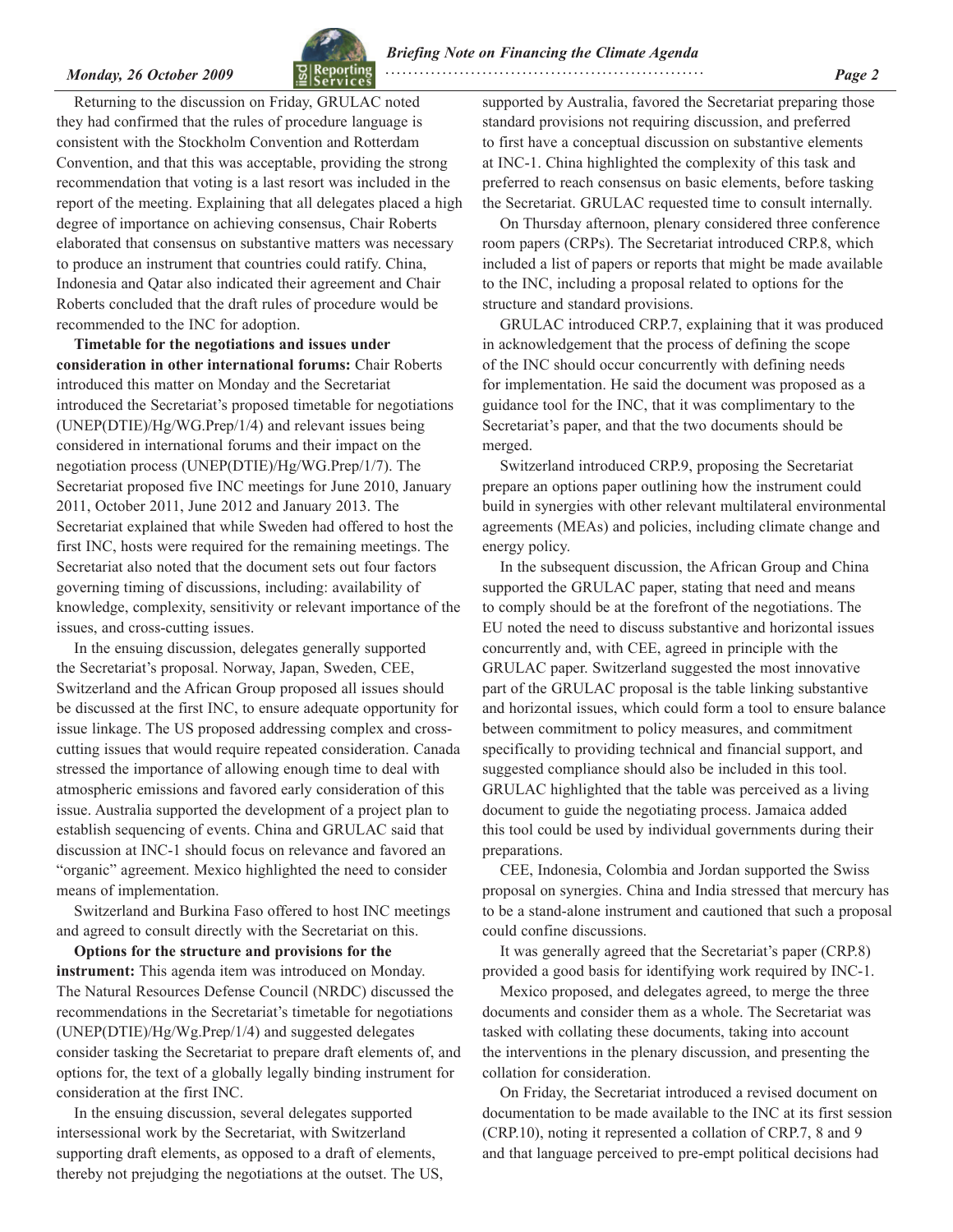Returning to the discussion on Friday, GRULAC noted they had confirmed that the rules of procedure language is consistent with the Stockholm Convention and Rotterdam Convention, and that this was acceptable, providing the strong recommendation that voting is a last resort was included in the report of the meeting. Explaining that all delegates placed a high degree of importance on achieving consensus, Chair Roberts elaborated that consensus on substantive matters was necessary to produce an instrument that countries could ratify. China, Indonesia and Qatar also indicated their agreement and Chair Roberts concluded that the draft rules of procedure would be recommended to the INC for adoption.

**Timetable for the negotiations and issues under consideration in other international forums:** Chair Roberts introduced this matter on Monday and the Secretariat introduced the Secretariat's proposed timetable for negotiations (UNEP(DTIE)/Hg/WG.Prep/1/4) and relevant issues being considered in international forums and their impact on the negotiation process (UNEP(DTIE)/Hg/WG.Prep/1/7). The Secretariat proposed five INC meetings for June 2010, January 2011, October 2011, June 2012 and January 2013. The Secretariat explained that while Sweden had offered to host the first INC, hosts were required for the remaining meetings. The Secretariat also noted that the document sets out four factors governing timing of discussions, including: availability of knowledge, complexity, sensitivity or relevant importance of the issues, and cross-cutting issues.

In the ensuing discussion, delegates generally supported the Secretariat's proposal. Norway, Japan, Sweden, CEE, Switzerland and the African Group proposed all issues should be discussed at the first INC, to ensure adequate opportunity for issue linkage. The US proposed addressing complex and cross-cutting issues that would require repeated consideration. Canada stressed the importance of allowing enough time to deal with atmospheric emissions and favored early consideration of this issue. Australia supported the development of a project plan to establish sequencing of events. China and GRULAC said that discussion at INC-1 should focus on relevance and favored an "organic" agreement. Mexico highlighted the need to consider means of implementation.

Switzerland and Burkina Faso offered to host INC meetings and agreed to consult directly with the Secretariat on this.

**Options for the structure and provisions for the instrument:** This agenda item was introduced on Monday. The Natural Resources Defense Council (NRDC) discussed the recommendations in the Secretariat's timetable for negotiations (UNEP(DTIE)/Hg/Wg.Prep/1/4) and suggested delegates consider tasking the Secretariat to prepare draft elements of, and options for, the text of a globally legally binding instrument for consideration at the first INC.

In the ensuing discussion, several delegates supported intersessional work by the Secretariat, with Switzerland supporting draft elements, as opposed to a draft of elements, thereby not prejudging the negotiations at the outset. The US, supported by Australia, favored the Secretariat preparing those standard provisions not requiring discussion, and preferred to first have a conceptual discussion on substantive elements at INC-1. China highlighted the complexity of this task and preferred to reach consensus on basic elements, before tasking the Secretariat. GRULAC requested time to consult internally.

On Thursday afternoon, plenary considered three conference room papers (CRPs). The Secretariat introduced CRP.8, which included a list of papers or reports that might be made available to the INC, including a proposal related to options for the structure and standard provisions.

GRULAC introduced CRP.7, explaining that it was produced in acknowledgement that the process of defining the scope of the INC should occur concurrently with defining needs for implementation. He said the document was proposed as a guidance tool for the INC, that it was complimentary to the Secretariat's paper, and that the two documents should be merged.

Switzerland introduced CRP.9, proposing the Secretariat prepare an options paper outlining how the instrument could build in synergies with other relevant multilateral environmental agreements (MEAs) and policies, including climate change and energy policy.

In the subsequent discussion, the African Group and China supported the GRULAC paper, stating that need and means to comply should be at the forefront of the negotiations. The EU noted the need to discuss substantive and horizontal issues concurrently and, with CEE, agreed in principle with the GRULAC paper. Switzerland suggested the most innovative part of the GRULAC proposal is the table linking substantive and horizontal issues, which could form a tool to ensure balance between commitment to policy measures, and commitment specifically to providing technical and financial support, and suggested compliance should also be included in this tool. GRULAC highlighted that the table was perceived as a living document to guide the negotiating process. Jamaica added this tool could be used by individual governments during their preparations.

CEE, Indonesia, Colombia and Jordan supported the Swiss proposal on synergies. China and India stressed that mercury has to be a stand-alone instrument and cautioned that such a proposal could confine discussions.

It was generally agreed that the Secretariat's paper (CRP.8) provided a good basis for identifying work required by INC-1.

Mexico proposed, and delegates agreed, to merge the three documents and consider them as a whole. The Secretariat was tasked with collating these documents, taking into account the interventions in the plenary discussion, and presenting the collation for consideration.

On Friday, the Secretariat introduced a revised document on documentation to be made available to the INC at its first session (CRP.10), noting it represented a collation of CRP.7, 8 and 9 and that language perceived to pre-empt political decisions had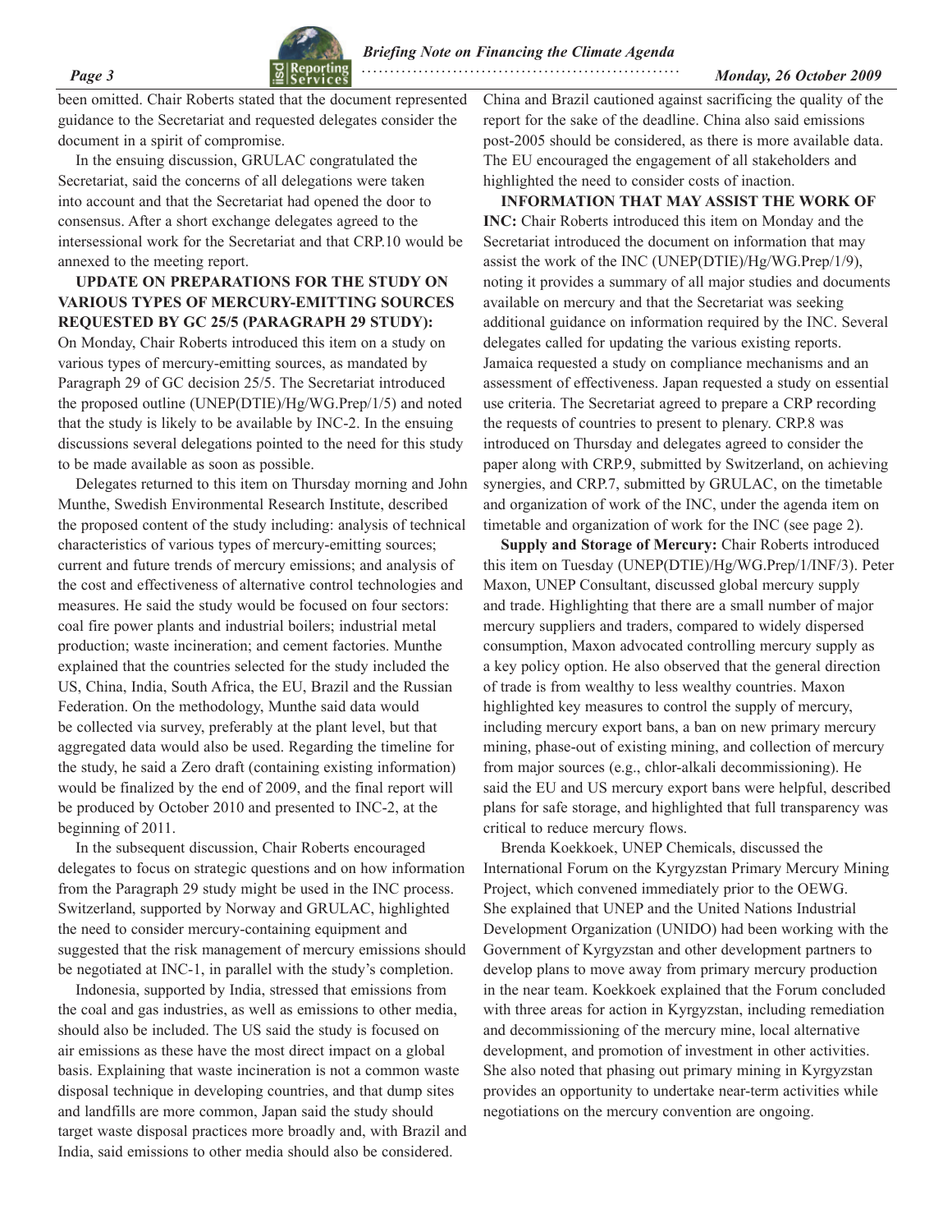been omitted. Chair Roberts stated that the document represented guidance to the Secretariat and requested delegates consider the document in a spirit of compromise.

In the ensuing discussion, GRULAC congratulated the Secretariat, said the concerns of all delegations were taken into account and that the Secretariat had opened the door to consensus. After a short exchange delegates agreed to the intersessional work for the Secretariat and that CRP.10 would be annexed to the meeting report.

**UPDATE ON PREPARATIONS FOR THE STUDY ON VARIOUS TYPES OF MERCURY-EMITTING SOURCES REQUESTED BY GC 25/5 (PARAGRAPH 29 STUDY):** On Monday, Chair Roberts introduced this item on a study on various types of mercury-emitting sources, as mandated by Paragraph 29 of GC decision 25/5. The Secretariat introduced the proposed outline (UNEP(DTIE)/Hg/WG.Prep/1/5) and noted that the study is likely to be available by INC-2. In the ensuing discussions several delegations pointed to the need for this study to be made available as soon as possible.

Delegates returned to this item on Thursday morning and John Munthe, Swedish Environmental Research Institute, described the proposed content of the study including: analysis of technical characteristics of various types of mercury-emitting sources; current and future trends of mercury emissions; and analysis of the cost and effectiveness of alternative control technologies and measures. He said the study would be focused on four sectors: coal fire power plants and industrial boilers; industrial metal production; waste incineration; and cement factories. Munthe explained that the countries selected for the study included the US, China, India, South Africa, the EU, Brazil and the Russian Federation. On the methodology, Munthe said data would be collected via survey, preferably at the plant level, but that aggregated data would also be used. Regarding the timeline for the study, he said a Zero draft (containing existing information) would be finalized by the end of 2009, and the final report will be produced by October 2010 and presented to INC-2, at the beginning of 2011.

In the subsequent discussion, Chair Roberts encouraged delegates to focus on strategic questions and on how information from the Paragraph 29 study might be used in the INC process. Switzerland, supported by Norway and GRULAC, highlighted the need to consider mercury-containing equipment and suggested that the risk management of mercury emissions should be negotiated at INC-1, in parallel with the study's completion.

Indonesia, supported by India, stressed that emissions from the coal and gas industries, as well as emissions to other media, should also be included. The US said the study is focused on air emissions as these have the most direct impact on a global basis. Explaining that waste incineration is not a common waste disposal technique in developing countries, and that dump sites and landfills are more common, Japan said the study should target waste disposal practices more broadly and, with Brazil and India, said emissions to other media should also be considered. China and Brazil cautioned against sacrificing the quality of the report for the sake of the deadline. China also said emissions post-2005 should be considered, as there is more available data. The EU encouraged the engagement of all stakeholders and highlighted the need to consider costs of inaction.

**INFORMATION THAT MAY ASSIST THE WORK OF INC:** Chair Roberts introduced this item on Monday and the Secretariat introduced the document on information that may assist the work of the INC (UNEP(DTIE)/Hg/WG.Prep/1/9), noting it provides a summary of all major studies and documents available on mercury and that the Secretariat was seeking additional guidance on information required by the INC. Several delegates called for updating the various existing reports. Jamaica requested a study on compliance mechanisms and an assessment of effectiveness. Japan requested a study on essential use criteria. The Secretariat agreed to prepare a CRP recording the requests of countries to present to plenary. CRP.8 was introduced on Thursday and delegates agreed to consider the paper along with CRP.9, submitted by Switzerland, on achieving synergies, and CRP.7, submitted by GRULAC, on the timetable and organization of work of the INC, under the agenda item on timetable and organization of work for the INC (see page 2).

**Supply and Storage of Mercury:** Chair Roberts introduced this item on Tuesday (UNEP(DTIE)/Hg/WG.Prep/1/INF/3). Peter Maxon, UNEP Consultant, discussed global mercury supply and trade. Highlighting that there are a small number of major mercury suppliers and traders, compared to widely dispersed consumption, Maxon advocated controlling mercury supply as a key policy option. He also observed that the general direction of trade is from wealthy to less wealthy countries. Maxon highlighted key measures to control the supply of mercury, including mercury export bans, a ban on new primary mercury mining, phase-out of existing mining, and collection of mercury from major sources (e.g., chlor-alkali decommissioning). He said the EU and US mercury export bans were helpful, described plans for safe storage, and highlighted that full transparency was critical to reduce mercury flows.

Brenda Koekkoek, UNEP Chemicals, discussed the International Forum on the Kyrgyzstan Primary Mercury Mining Project, which convened immediately prior to the OEWG. She explained that UNEP and the United Nations Industrial Development Organization (UNIDO) had been working with the Government of Kyrgyzstan and other development partners to develop plans to move away from primary mercury production in the near team. Koekkoek explained that the Forum concluded with three areas for action in Kyrgyzstan, including remediation and decommissioning of the mercury mine, local alternative development, and promotion of investment in other activities. She also noted that phasing out primary mining in Kyrgyzstan provides an opportunity to undertake near-term activities while negotiations on the mercury convention are ongoing.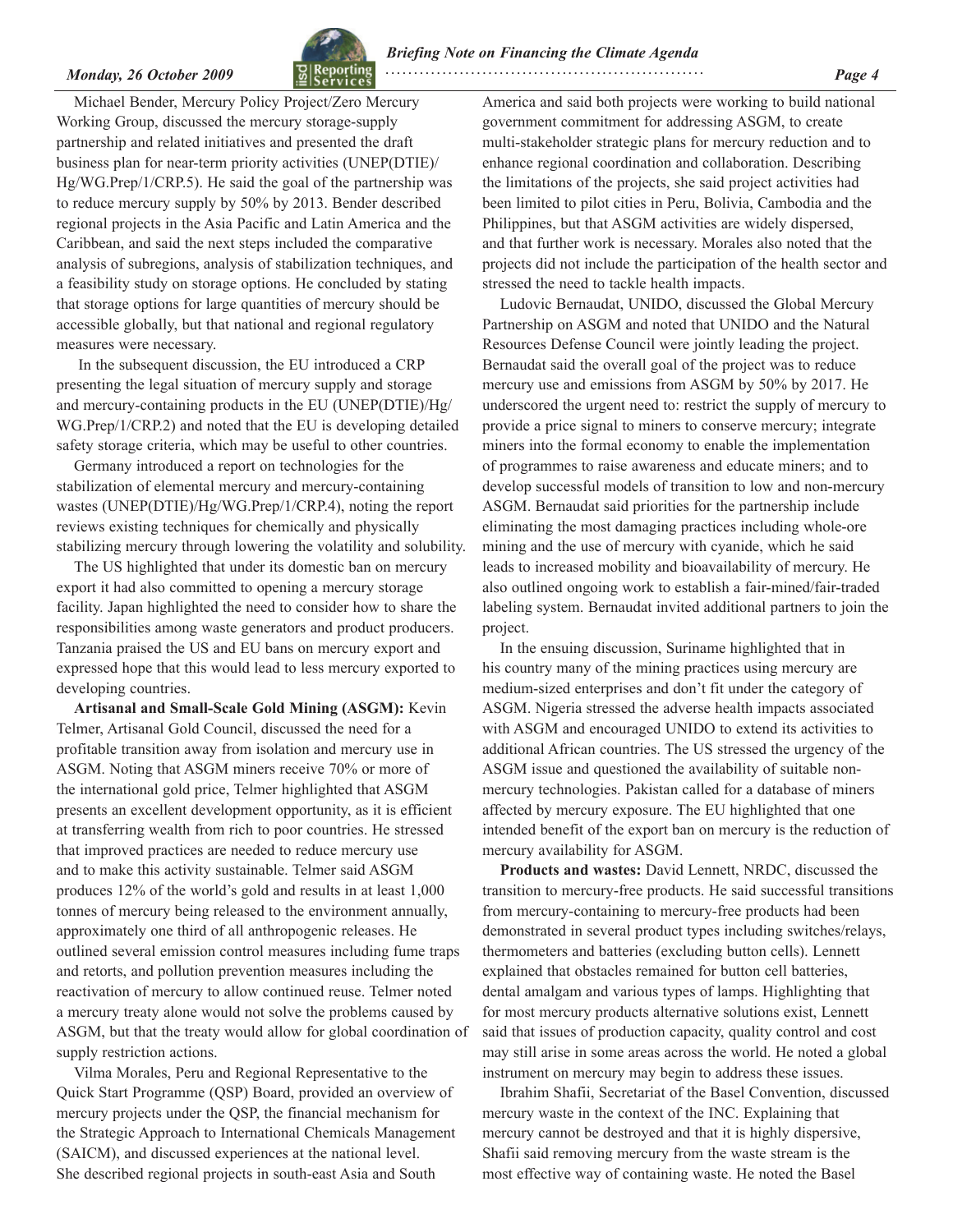Michael Bender, Mercury Policy Project/Zero Mercury Working Group, discussed the mercury storage-supply partnership and related initiatives and presented the draft business plan for near-term priority activities (UNEP(DTIE)/Hg/WG.Prep/1/CRP.5). He said the goal of the partnership was to reduce mercury supply by 50% by 2013. Bender described regional projects in the Asia Pacific and Latin America and the Caribbean, and said the next steps included the comparative analysis of subregions, analysis of stabilization techniques, and a feasibility study on storage options. He concluded by stating that storage options for large quantities of mercury should be accessible globally, but that national and regional regulatory measures were necessary.

In the subsequent discussion, the EU introduced a CRP presenting the legal situation of mercury supply and storage and mercury-containing products in the EU (UNEP(DTIE)/Hg/WG.Prep/1/CRP.2) and noted that the EU is developing detailed safety storage criteria, which may be useful to other countries.

Germany introduced a report on technologies for the stabilization of elemental mercury and mercury-containing wastes (UNEP(DTIE)/Hg/WG.Prep/1/CRP.4), noting the report reviews existing techniques for chemically and physically stabilizing mercury through lowering the volatility and solubility.

The US highlighted that under its domestic ban on mercury export it had also committed to opening a mercury storage facility. Japan highlighted the need to consider how to share the responsibilities among waste generators and product producers. Tanzania praised the US and EU bans on mercury export and expressed hope that this would lead to less mercury exported to developing countries.

**Artisanal and Small-Scale Gold Mining (ASGM):** Kevin Telmer, Artisanal Gold Council, discussed the need for a profitable transition away from isolation and mercury use in ASGM. Noting that ASGM miners receive 70% or more of the international gold price, Telmer highlighted that ASGM presents an excellent development opportunity, as it is efficient at transferring wealth from rich to poor countries. He stressed that improved practices are needed to reduce mercury use and to make this activity sustainable. Telmer said ASGM produces 12% of the world's gold and results in at least 1,000 tonnes of mercury being released to the environment annually, approximately one third of all anthropogenic releases. He outlined several emission control measures including fume traps and retorts, and pollution prevention measures including the reactivation of mercury to allow continued reuse. Telmer noted a mercury treaty alone would not solve the problems caused by ASGM, but that the treaty would allow for global coordination of supply restriction actions.

Vilma Morales, Peru and Regional Representative to the Quick Start Programme (QSP) Board, provided an overview of mercury projects under the QSP, the financial mechanism for the Strategic Approach to International Chemicals Management (SAICM), and discussed experiences at the national level. She described regional projects in south-east Asia and South America and said both projects were working to build national government commitment for addressing ASGM, to create multi-stakeholder strategic plans for mercury reduction and to enhance regional coordination and collaboration. Describing the limitations of the projects, she said project activities had been limited to pilot cities in Peru, Bolivia, Cambodia and the Philippines, but that ASGM activities are widely dispersed, and that further work is necessary. Morales also noted that the projects did not include the participation of the health sector and stressed the need to tackle health impacts.

Ludovic Bernaudat, UNIDO, discussed the Global Mercury Partnership on ASGM and noted that UNIDO and the Natural Resources Defense Council were jointly leading the project. Bernaudat said the overall goal of the project was to reduce mercury use and emissions from ASGM by 50% by 2017. He underscored the urgent need to: restrict the supply of mercury to provide a price signal to miners to conserve mercury; integrate miners into the formal economy to enable the implementation of programmes to raise awareness and educate miners; and to develop successful models of transition to low and non-mercury ASGM. Bernaudat said priorities for the partnership include eliminating the most damaging practices including whole-ore mining and the use of mercury with cyanide, which he said leads to increased mobility and bioavailability of mercury. He also outlined ongoing work to establish a fair-mined/fair-traded labeling system. Bernaudat invited additional partners to join the project.

In the ensuing discussion, Suriname highlighted that in his country many of the mining practices using mercury are medium-sized enterprises and don't fit under the category of ASGM. Nigeria stressed the adverse health impacts associated with ASGM and encouraged UNIDO to extend its activities to additional African countries. The US stressed the urgency of the ASGM issue and questioned the availability of suitable non-mercury technologies. Pakistan called for a database of miners affected by mercury exposure. The EU highlighted that one intended benefit of the export ban on mercury is the reduction of mercury availability for ASGM.

**Products and wastes:** David Lennett, NRDC, discussed the transition to mercury-free products. He said successful transitions from mercury-containing to mercury-free products had been demonstrated in several product types including switches/relays, thermometers and batteries (excluding button cells). Lennett explained that obstacles remained for button cell batteries, dental amalgam and various types of lamps. Highlighting that for most mercury products alternative solutions exist, Lennett said that issues of production capacity, quality control and cost may still arise in some areas across the world. He noted a global instrument on mercury may begin to address these issues.

Ibrahim Shafii, Secretariat of the Basel Convention, discussed mercury waste in the context of the INC. Explaining that mercury cannot be destroyed and that it is highly dispersive, Shafii said removing mercury from the waste stream is the most effective way of containing waste. He noted the Basel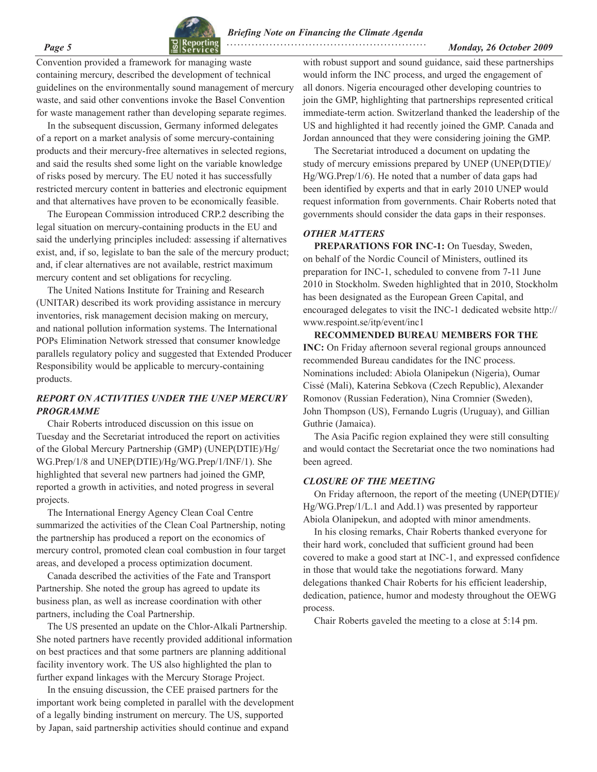Convention provided a framework for managing waste containing mercury, described the development of technical guidelines on the environmentally sound management of mercury waste, and said other conventions invoke the Basel Convention for waste management rather than developing separate regimes.

In the subsequent discussion, Germany informed delegates of a report on a market analysis of some mercury-containing products and their mercury-free alternatives in selected regions, and said the results shed some light on the variable knowledge of risks posed by mercury. The EU noted it has successfully restricted mercury content in batteries and electronic equipment and that alternatives have proven to be economically feasible.

The European Commission introduced CRP.2 describing the legal situation on mercury-containing products in the EU and said the underlying principles included: assessing if alternatives exist, and, if so, legislate to ban the sale of the mercury product; and, if clear alternatives are not available, restrict maximum mercury content and set obligations for recycling.

The United Nations Institute for Training and Research (UNITAR) described its work providing assistance in mercury inventories, risk management decision making on mercury, and national pollution information systems. The International POPs Elimination Network stressed that consumer knowledge parallels regulatory policy and suggested that Extended Producer Responsibility would be applicable to mercury-containing products.

### *REPORT ON ACTIVITIES UNDER THE UNEP MERCURY PROGRAMME*

Chair Roberts introduced discussion on this issue on Tuesday and the Secretariat introduced the report on activities of the Global Mercury Partnership (GMP) (UNEP(DTIE)/Hg/WG.Prep/1/8 and UNEP(DTIE)/Hg/WG.Prep/1/INF/1). She highlighted that several new partners had joined the GMP, reported a growth in activities, and noted progress in several projects.

The International Energy Agency Clean Coal Centre summarized the activities of the Clean Coal Partnership, noting the partnership has produced a report on the economics of mercury control, promoted clean coal combustion in four target areas, and developed a process optimization document.

Canada described the activities of the Fate and Transport Partnership. She noted the group has agreed to update its business plan, as well as increase coordination with other partners, including the Coal Partnership.

The US presented an update on the Chlor-Alkali Partnership. She noted partners have recently provided additional information on best practices and that some partners are planning additional facility inventory work. The US also highlighted the plan to further expand linkages with the Mercury Storage Project.

In the ensuing discussion, the CEE praised partners for the important work being completed in parallel with the development of a legally binding instrument on mercury. The US, supported by Japan, said partnership activities should continue and expand with robust support and sound guidance, said these partnerships would inform the INC process, and urged the engagement of all donors. Nigeria encouraged other developing countries to join the GMP, highlighting that partnerships represented critical immediate-term action. Switzerland thanked the leadership of the US and highlighted it had recently joined the GMP. Canada and Jordan announced that they were considering joining the GMP.

The Secretariat introduced a document on updating the study of mercury emissions prepared by UNEP (UNEP(DTIE)/Hg/WG.Prep/1/6). He noted that a number of data gaps had been identified by experts and that in early 2010 UNEP would request information from governments. Chair Roberts noted that governments should consider the data gaps in their responses.

### *OTHER MATTERS*

**PREPARATIONS FOR INC-1:** On Tuesday, Sweden, on behalf of the Nordic Council of Ministers, outlined its preparation for INC-1, scheduled to convene from 7-11 June 2010 in Stockholm. Sweden highlighted that in 2010, Stockholm has been designated as the European Green Capital, and encouraged delegates to visit the INC-1 dedicated website http://www.respoint.se/itp/event/inc1

**RECOMMENDED BUREAU MEMBERS FOR THE INC:** On Friday afternoon several regional groups announced recommended Bureau candidates for the INC process. Nominations included: Abiola Olanipekun (Nigeria), Oumar Cissé (Mali), Katerina Sebkova (Czech Republic), Alexander Romonov (Russian Federation), Nina Cromnier (Sweden), John Thompson (US), Fernando Lugris (Uruguay), and Gillian Guthrie (Jamaica).

The Asia Pacific region explained they were still consulting and would contact the Secretariat once the two nominations had been agreed.

### *CLOSURE OF THE MEETING*

On Friday afternoon, the report of the meeting (UNEP(DTIE)/Hg/WG.Prep/1/L.1 and Add.1) was presented by rapporteur Abiola Olanipekun, and adopted with minor amendments.

In his closing remarks, Chair Roberts thanked everyone for their hard work, concluded that sufficient ground had been covered to make a good start at INC-1, and expressed confidence in those that would take the negotiations forward. Many delegations thanked Chair Roberts for his efficient leadership, dedication, patience, humor and modesty throughout the OEWG process.

Chair Roberts gaveled the meeting to a close at 5:14 pm.